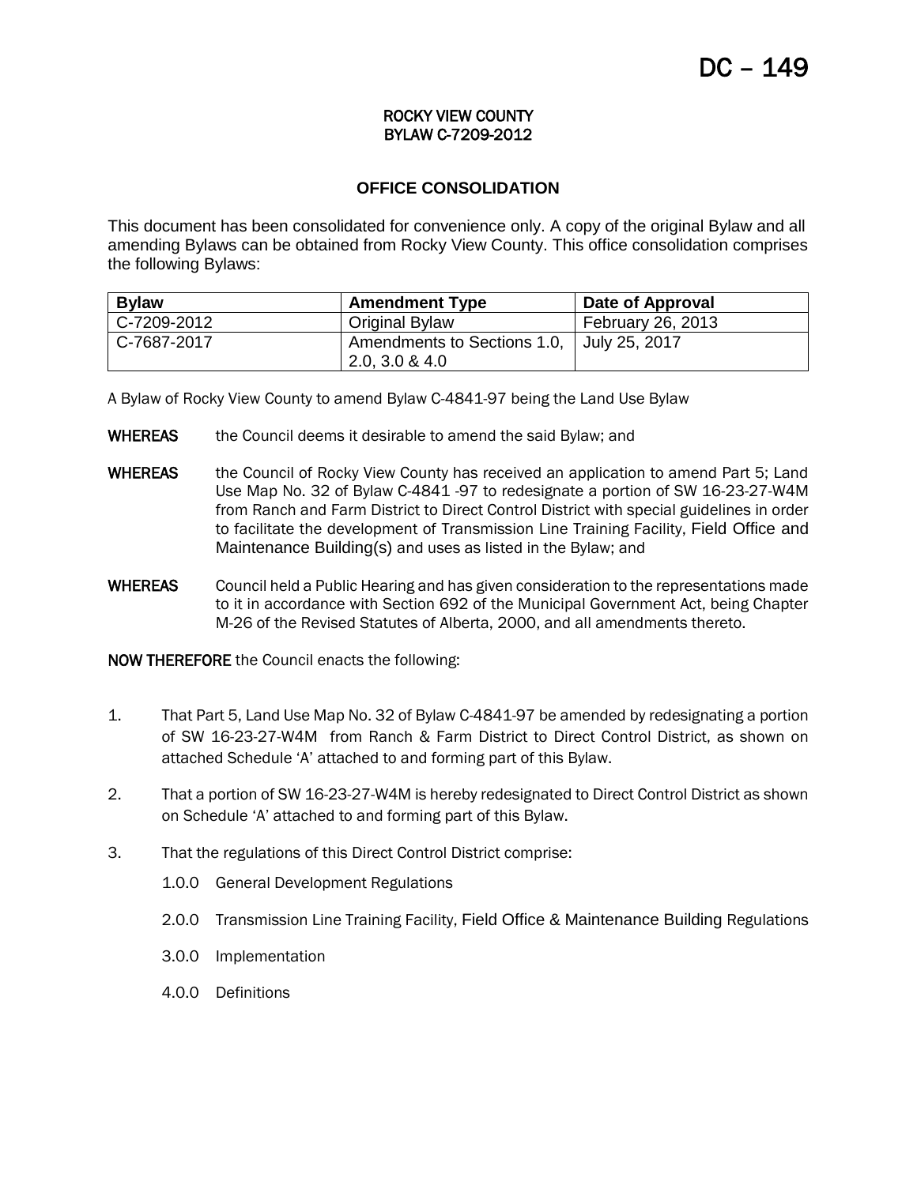# DC – 149

**ROCKY VIEW COUNTY**
**BYLAW C-7209-2012**

## OFFICE CONSOLIDATION

This document has been consolidated for convenience only. A copy of the original Bylaw and all amending Bylaws can be obtained from Rocky View County. This office consolidation comprises the following Bylaws:

| Bylaw | Amendment Type | Date of Approval |
|---|---|---|
| C-7209-2012 | Original Bylaw | February 26, 2013 |
| C-7687-2017 | Amendments to Sections 1.0, 2.0, 3.0 & 4.0 | July 25, 2017 |

A Bylaw of Rocky View County to amend Bylaw C-4841-97 being the Land Use Bylaw

**WHEREAS** the Council deems it desirable to amend the said Bylaw; and

**WHEREAS** the Council of Rocky View County has received an application to amend Part 5; Land Use Map No. 32 of Bylaw C-4841 -97 to redesignate a portion of SW 16-23-27-W4M from Ranch and Farm District to Direct Control District with special guidelines in order to facilitate the development of Transmission Line Training Facility, Field Office and Maintenance Building(s) and uses as listed in the Bylaw; and

**WHEREAS** Council held a Public Hearing and has given consideration to the representations made to it in accordance with Section 692 of the Municipal Government Act, being Chapter M-26 of the Revised Statutes of Alberta, 2000, and all amendments thereto.

**NOW THEREFORE** the Council enacts the following:

1. That Part 5, Land Use Map No. 32 of Bylaw C-4841-97 be amended by redesignating a portion of SW 16-23-27-W4M from Ranch & Farm District to Direct Control District, as shown on attached Schedule 'A' attached to and forming part of this Bylaw.

2. That a portion of SW 16-23-27-W4M is hereby redesignated to Direct Control District as shown on Schedule 'A' attached to and forming part of this Bylaw.

3. That the regulations of this Direct Control District comprise:

   1.0.0 General Development Regulations

   2.0.0 Transmission Line Training Facility, Field Office & Maintenance Building Regulations

   3.0.0 Implementation

   4.0.0 Definitions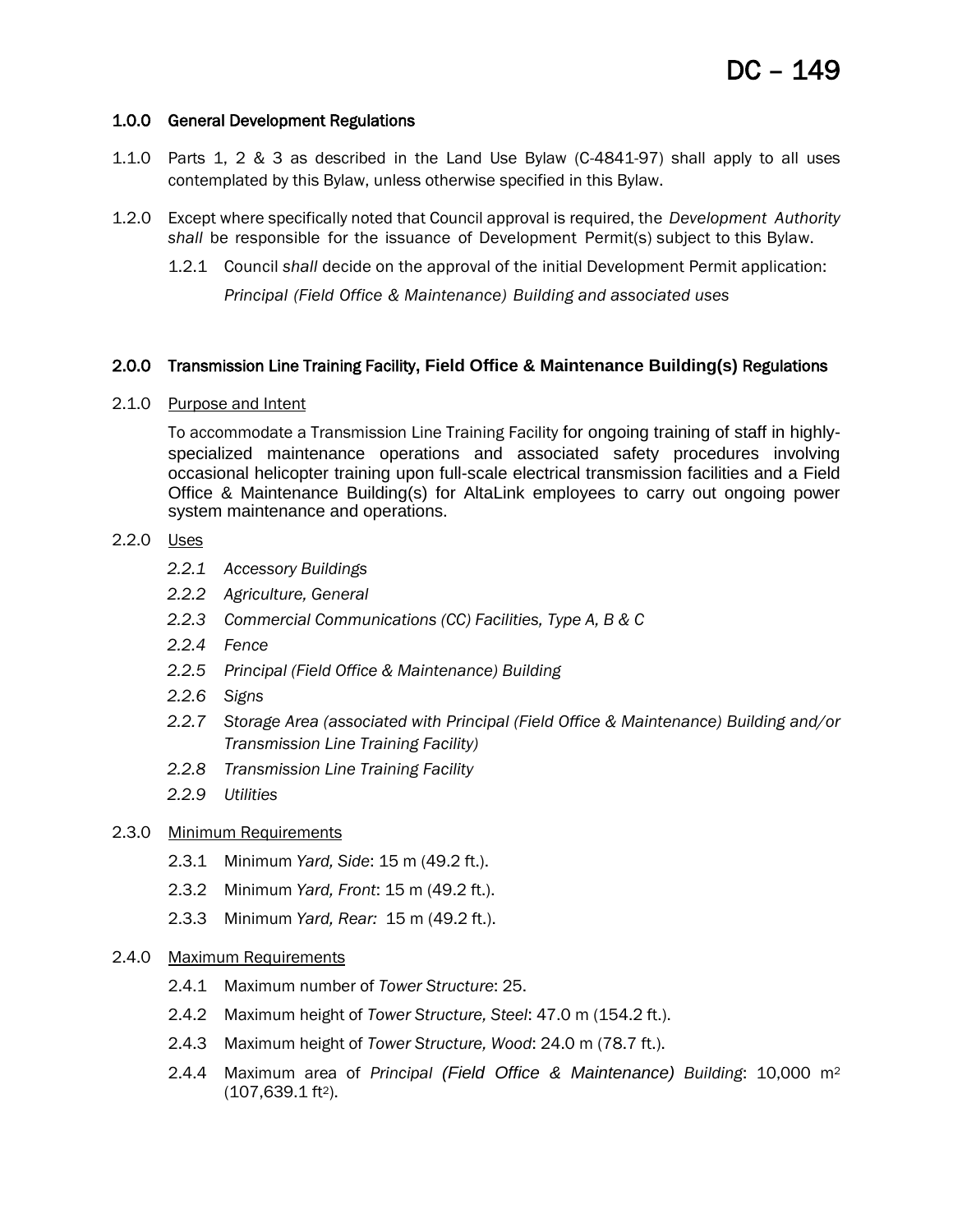# DC – 149

## 1.0.0 General Development Regulations

1.1.0 Parts 1, 2 & 3 as described in the Land Use Bylaw (C-4841-97) shall apply to all uses contemplated by this Bylaw, unless otherwise specified in this Bylaw.

1.2.0 Except where specifically noted that Council approval is required, the *Development Authority shall* be responsible for the issuance of Development Permit(s) subject to this Bylaw.

- 1.2.1 Council *shall* decide on the approval of the initial Development Permit application:

  *Principal (Field Office & Maintenance) Building and associated uses*

## 2.0.0 Transmission Line Training Facility, Field Office & Maintenance Building(s) Regulations

2.1.0 <u>Purpose and Intent</u>

To accommodate a Transmission Line Training Facility for ongoing training of staff in highly-specialized maintenance operations and associated safety procedures involving occasional helicopter training upon full-scale electrical transmission facilities and a Field Office & Maintenance Building(s) for AltaLink employees to carry out ongoing power system maintenance and operations.

2.2.0 <u>Uses</u>

- *2.2.1 Accessory Buildings*
- *2.2.2 Agriculture, General*
- *2.2.3 Commercial Communications (CC) Facilities, Type A, B & C*
- *2.2.4 Fence*
- *2.2.5 Principal (Field Office & Maintenance) Building*
- *2.2.6 Signs*
- *2.2.7 Storage Area (associated with Principal (Field Office & Maintenance) Building and/or Transmission Line Training Facility)*
- *2.2.8 Transmission Line Training Facility*
- *2.2.9 Utilities*

2.3.0 <u>Minimum Requirements</u>

- 2.3.1 Minimum *Yard, Side*: 15 m (49.2 ft.).
- 2.3.2 Minimum *Yard, Front*: 15 m (49.2 ft.).
- 2.3.3 Minimum *Yard, Rear:* 15 m (49.2 ft.).

2.4.0 <u>Maximum Requirements</u>

- 2.4.1 Maximum number of *Tower Structure*: 25.
- 2.4.2 Maximum height of *Tower Structure, Steel*: 47.0 m (154.2 ft.).
- 2.4.3 Maximum height of *Tower Structure, Wood*: 24.0 m (78.7 ft.).
- 2.4.4 Maximum area of *Principal (Field Office & Maintenance) Building*: 10,000 $m^2$ (107,639.1 $ft^2$).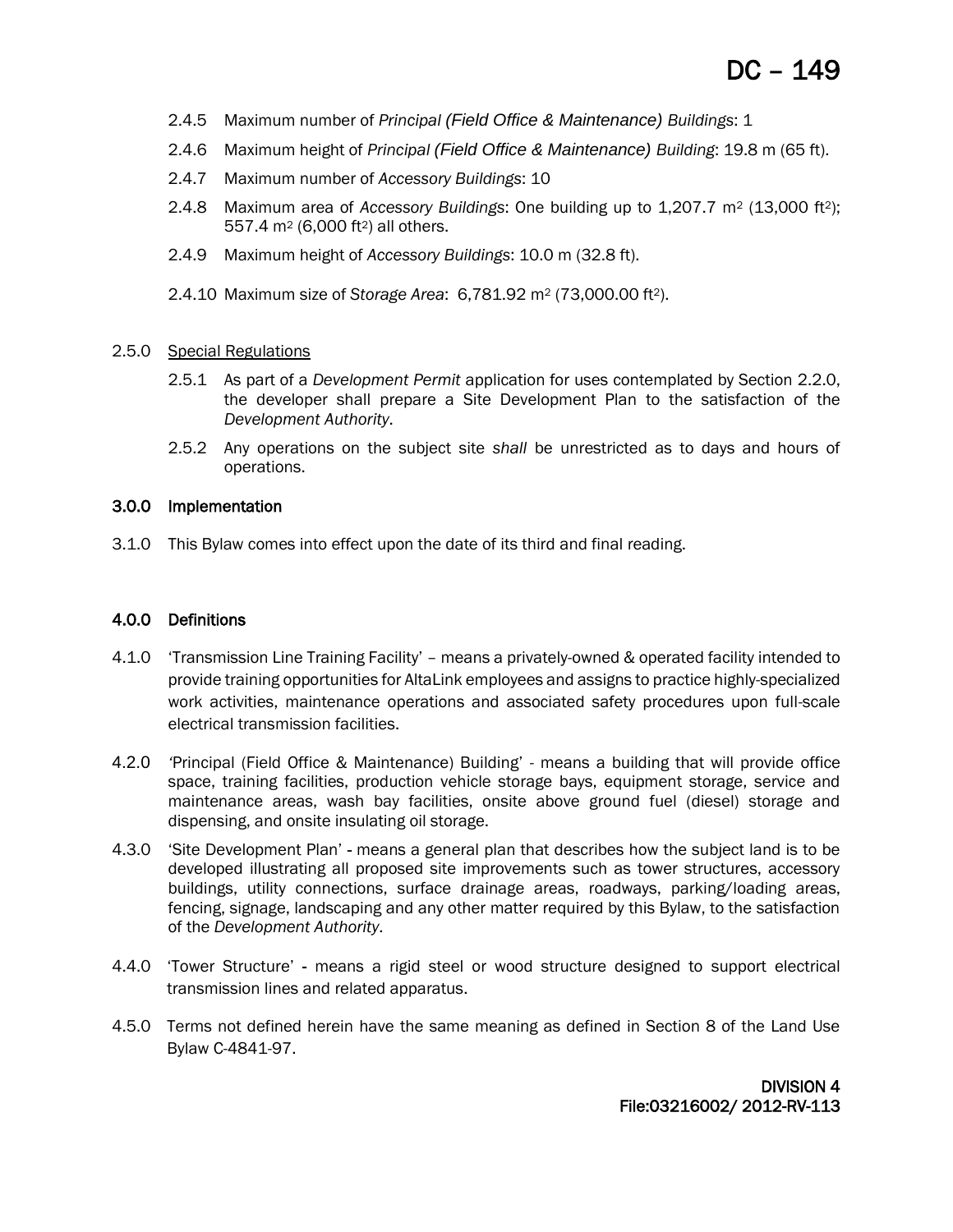2.4.5 Maximum number of *Principal (Field Office & Maintenance) Buildings*: 1

2.4.6 Maximum height of *Principal (Field Office & Maintenance) Building*: 19.8 m (65 ft).

2.4.7 Maximum number of *Accessory Buildings*: 10

2.4.8 Maximum area of *Accessory Buildings*: One building up to 1,207.7 $m^2$ (13,000 $ft^2$); 557.4 $m^2$ (6,000 $ft^2$) all others.

2.4.9 Maximum height of *Accessory Buildings*: 10.0 m (32.8 ft).

2.4.10 Maximum size of *Storage Area*: 6,781.92 $m^2$ (73,000.00 $ft^2$).

2.5.0 Special Regulations

2.5.1 As part of a *Development Permit* application for uses contemplated by Section 2.2.0, the developer shall prepare a Site Development Plan to the satisfaction of the *Development Authority*.

2.5.2 Any operations on the subject site *shall* be unrestricted as to days and hours of operations.

## 3.0.0 Implementation

3.1.0 This Bylaw comes into effect upon the date of its third and final reading.

## 4.0.0 Definitions

4.1.0 'Transmission Line Training Facility' – means a privately-owned & operated facility intended to provide training opportunities for AltaLink employees and assigns to practice highly-specialized work activities, maintenance operations and associated safety procedures upon full-scale electrical transmission facilities.

4.2.0 'Principal (Field Office & Maintenance) Building' - means a building that will provide office space, training facilities, production vehicle storage bays, equipment storage, service and maintenance areas, wash bay facilities, onsite above ground fuel (diesel) storage and dispensing, and onsite insulating oil storage.

4.3.0 'Site Development Plan' - means a general plan that describes how the subject land is to be developed illustrating all proposed site improvements such as tower structures, accessory buildings, utility connections, surface drainage areas, roadways, parking/loading areas, fencing, signage, landscaping and any other matter required by this Bylaw, to the satisfaction of the *Development Authority*.

4.4.0 'Tower Structure' - means a rigid steel or wood structure designed to support electrical transmission lines and related apparatus.

4.5.0 Terms not defined herein have the same meaning as defined in Section 8 of the Land Use Bylaw C-4841-97.

DIVISION 4
File:03216002/ 2012-RV-113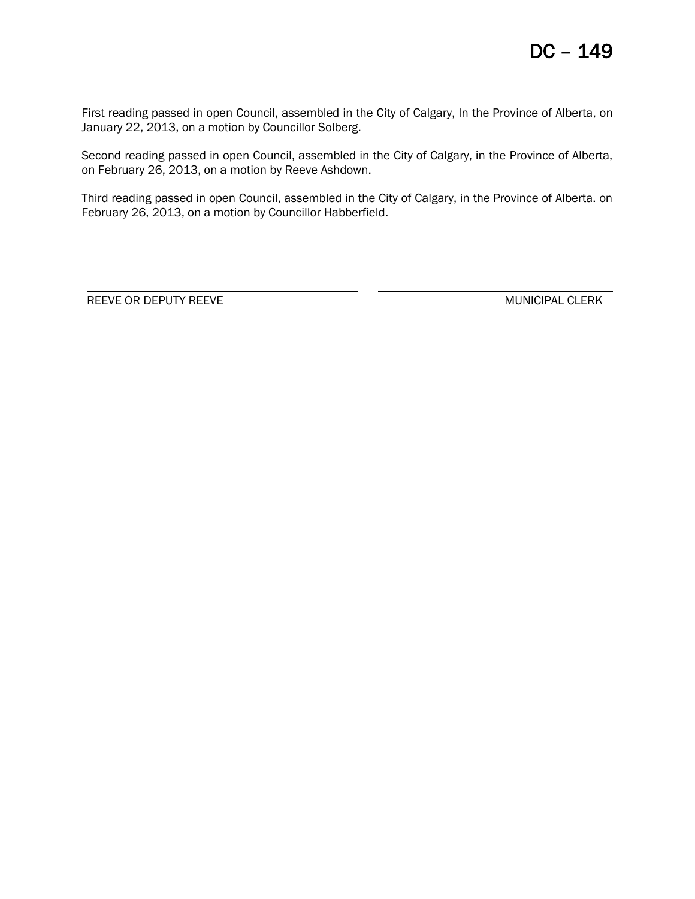# DC – 149

First reading passed in open Council, assembled in the City of Calgary, In the Province of Alberta, on January 22, 2013, on a motion by Councillor Solberg.

Second reading passed in open Council, assembled in the City of Calgary, in the Province of Alberta, on February 26, 2013, on a motion by Reeve Ashdown.

Third reading passed in open Council, assembled in the City of Calgary, in the Province of Alberta. on February 26, 2013, on a motion by Councillor Habberfield.

REEVE OR DEPUTY REEVE

MUNICIPAL CLERK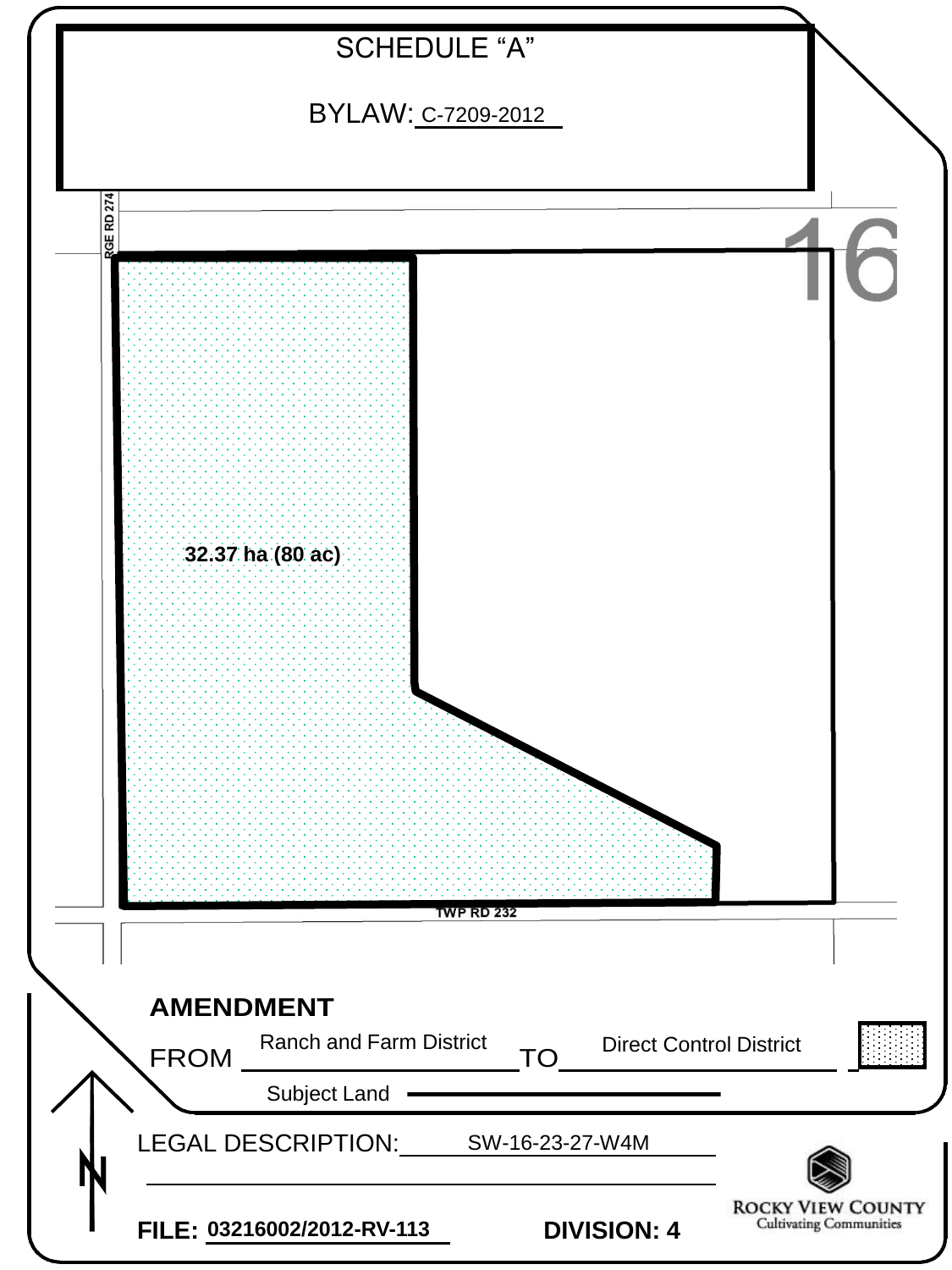# SCHEDULE "A"

BYLAW: C-7209-2012

RGE RD 274

16

32.37 ha (80 ac)

TWP RD 232

**AMENDMENT**

FROM Ranch and Farm District TO Direct Control District

Subject Land

LEGAL DESCRIPTION: SW-16-23-27-W4M

**FILE: 03216002/2012-RV-113**

**DIVISION: 4**

ROCKY VIEW COUNTY
Cultivating Communities